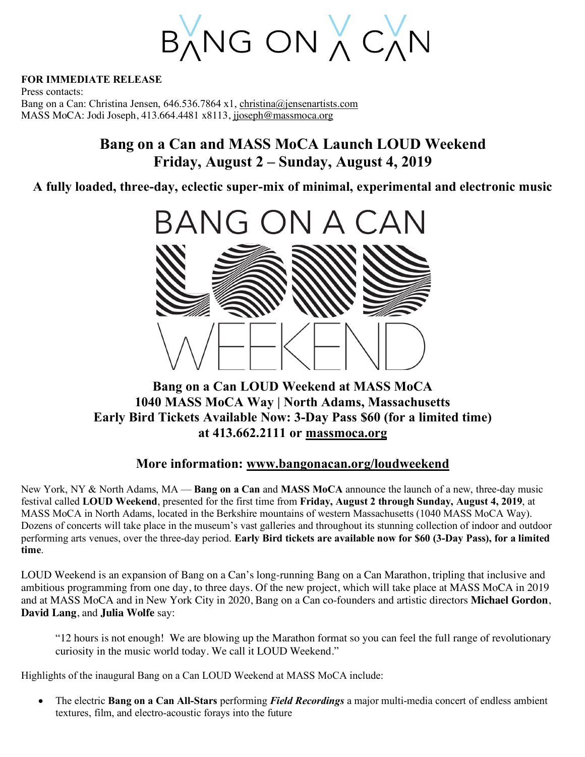**FOR IMMEDIATE RELEASE**

Press contacts:

Bang on a Can: Christina Jensen, 646.536.7864 x1, christina@jensenartists.com

MASS MoCA: Jodi Joseph, 413.664.4481 x8113, jjoseph@massmoca.org

# Bang on a Can and MASS MoCA Launch LOUD Weekend Friday, August 2 – Sunday, August 4, 2019

## A fully loaded, three-day, eclectic super-mix of minimal, experimental and electronic music

**Bang on a Can LOUD Weekend at MASS MoCA**
**1040 MASS MoCA Way | North Adams, Massachusetts**
**Early Bird Tickets Available Now: 3-Day Pass $60 (for a limited time)**
**at 413.662.2111 or massmoca.org**

**More information: www.bangonacan.org/loudweekend**

New York, NY & North Adams, MA — **Bang on a Can** and **MASS MoCA** announce the launch of a new, three-day music festival called **LOUD Weekend**, presented for the first time from **Friday, August 2 through Sunday, August 4, 2019**, at MASS MoCA in North Adams, located in the Berkshire mountains of western Massachusetts (1040 MASS MoCA Way). Dozens of concerts will take place in the museum's vast galleries and throughout its stunning collection of indoor and outdoor performing arts venues, over the three-day period. **Early Bird tickets are available now for $60 (3-Day Pass), for a limited time**.

LOUD Weekend is an expansion of Bang on a Can's long-running Bang on a Can Marathon, tripling that inclusive and ambitious programming from one day, to three days. Of the new project, which will take place at MASS MoCA in 2019 and at MASS MoCA and in New York City in 2020, Bang on a Can co-founders and artistic directors **Michael Gordon**, **David Lang**, and **Julia Wolfe** say:

> "12 hours is not enough! We are blowing up the Marathon format so you can feel the full range of revolutionary curiosity in the music world today. We call it LOUD Weekend."

Highlights of the inaugural Bang on a Can LOUD Weekend at MASS MoCA include:

- The electric **Bang on a Can All-Stars** performing ***Field Recordings*** a major multi-media concert of endless ambient textures, film, and electro-acoustic forays into the future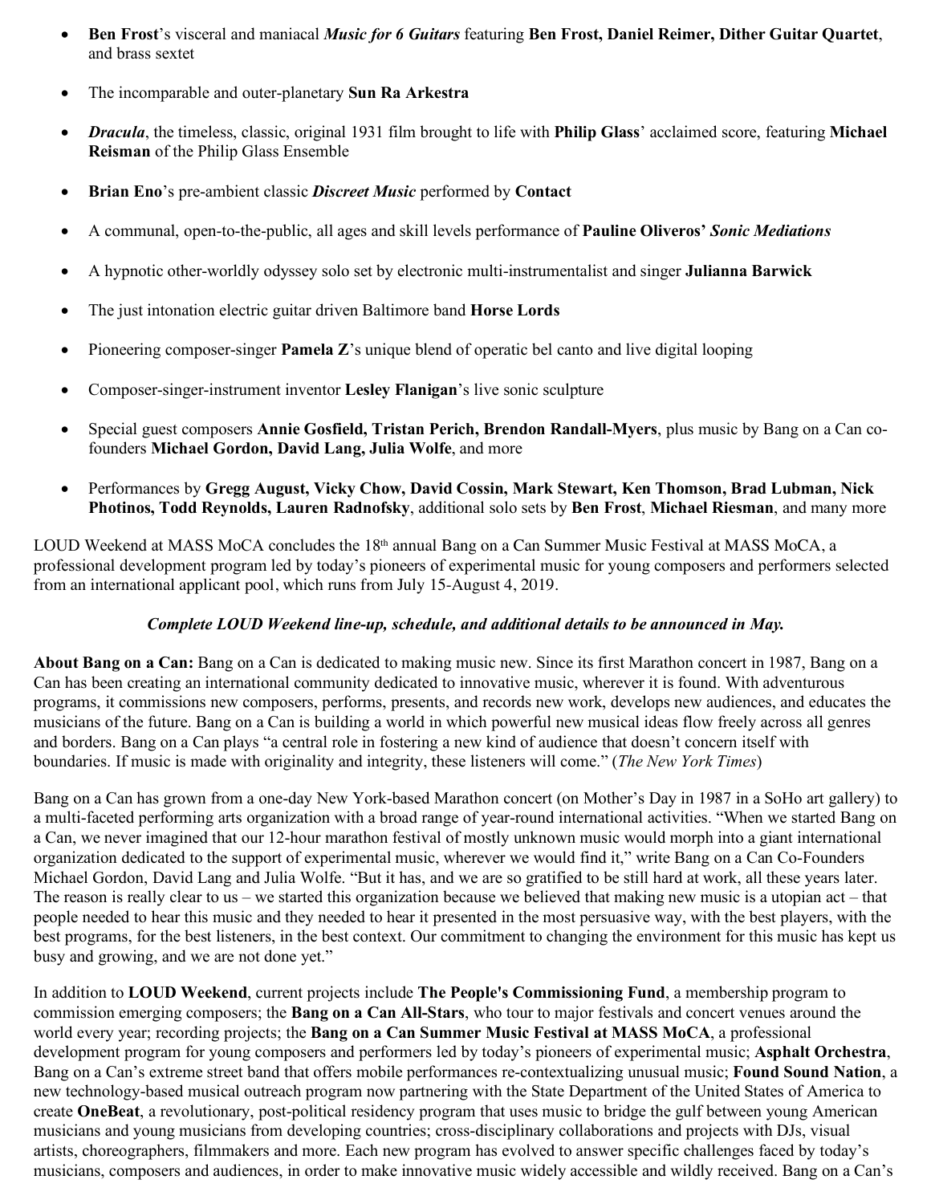- **Ben Frost**'s visceral and maniacal ***Music for 6 Guitars*** featuring **Ben Frost, Daniel Reimer, Dither Guitar Quartet**, and brass sextet

- The incomparable and outer-planetary **Sun Ra Arkestra**

- ***Dracula***, the timeless, classic, original 1931 film brought to life with **Philip Glass**' acclaimed score, featuring **Michael Reisman** of the Philip Glass Ensemble

- **Brian Eno**'s pre-ambient classic ***Discreet Music*** performed by **Contact**

- A communal, open-to-the-public, all ages and skill levels performance of **Pauline Oliveros'** ***Sonic Mediations***

- A hypnotic other-worldly odyssey solo set by electronic multi-instrumentalist and singer **Julianna Barwick**

- The just intonation electric guitar driven Baltimore band **Horse Lords**

- Pioneering composer-singer **Pamela Z**'s unique blend of operatic bel canto and live digital looping

- Composer-singer-instrument inventor **Lesley Flanigan**'s live sonic sculpture

- Special guest composers **Annie Gosfield, Tristan Perich, Brendon Randall-Myers**, plus music by Bang on a Can co-founders **Michael Gordon, David Lang, Julia Wolfe**, and more

- Performances by **Gregg August, Vicky Chow, David Cossin, Mark Stewart, Ken Thomson, Brad Lubman, Nick Photinos, Todd Reynolds, Lauren Radnofsky**, additional solo sets by **Ben Frost**, **Michael Riesman**, and many more

LOUD Weekend at MASS MoCA concludes the 18th annual Bang on a Can Summer Music Festival at MASS MoCA, a professional development program led by today's pioneers of experimental music for young composers and performers selected from an international applicant pool, which runs from July 15-August 4, 2019.

***Complete LOUD Weekend line-up, schedule, and additional details to be announced in May.***

**About Bang on a Can:** Bang on a Can is dedicated to making music new. Since its first Marathon concert in 1987, Bang on a Can has been creating an international community dedicated to innovative music, wherever it is found. With adventurous programs, it commissions new composers, performs, presents, and records new work, develops new audiences, and educates the musicians of the future. Bang on a Can is building a world in which powerful new musical ideas flow freely across all genres and borders. Bang on a Can plays "a central role in fostering a new kind of audience that doesn't concern itself with boundaries. If music is made with originality and integrity, these listeners will come." (*The New York Times*)

Bang on a Can has grown from a one-day New York-based Marathon concert (on Mother's Day in 1987 in a SoHo art gallery) to a multi-faceted performing arts organization with a broad range of year-round international activities. "When we started Bang on a Can, we never imagined that our 12-hour marathon festival of mostly unknown music would morph into a giant international organization dedicated to the support of experimental music, wherever we would find it," write Bang on a Can Co-Founders Michael Gordon, David Lang and Julia Wolfe. "But it has, and we are so gratified to be still hard at work, all these years later. The reason is really clear to us – we started this organization because we believed that making new music is a utopian act – that people needed to hear this music and they needed to hear it presented in the most persuasive way, with the best players, with the best programs, for the best listeners, in the best context. Our commitment to changing the environment for this music has kept us busy and growing, and we are not done yet."

In addition to **LOUD Weekend**, current projects include **The People's Commissioning Fund**, a membership program to commission emerging composers; the **Bang on a Can All-Stars**, who tour to major festivals and concert venues around the world every year; recording projects; the **Bang on a Can Summer Music Festival at MASS MoCA**, a professional development program for young composers and performers led by today's pioneers of experimental music; **Asphalt Orchestra**, Bang on a Can's extreme street band that offers mobile performances re-contextualizing unusual music; **Found Sound Nation**, a new technology-based musical outreach program now partnering with the State Department of the United States of America to create **OneBeat**, a revolutionary, post-political residency program that uses music to bridge the gulf between young American musicians and young musicians from developing countries; cross-disciplinary collaborations and projects with DJs, visual artists, choreographers, filmmakers and more. Each new program has evolved to answer specific challenges faced by today's musicians, composers and audiences, in order to make innovative music widely accessible and wildly received. Bang on a Can's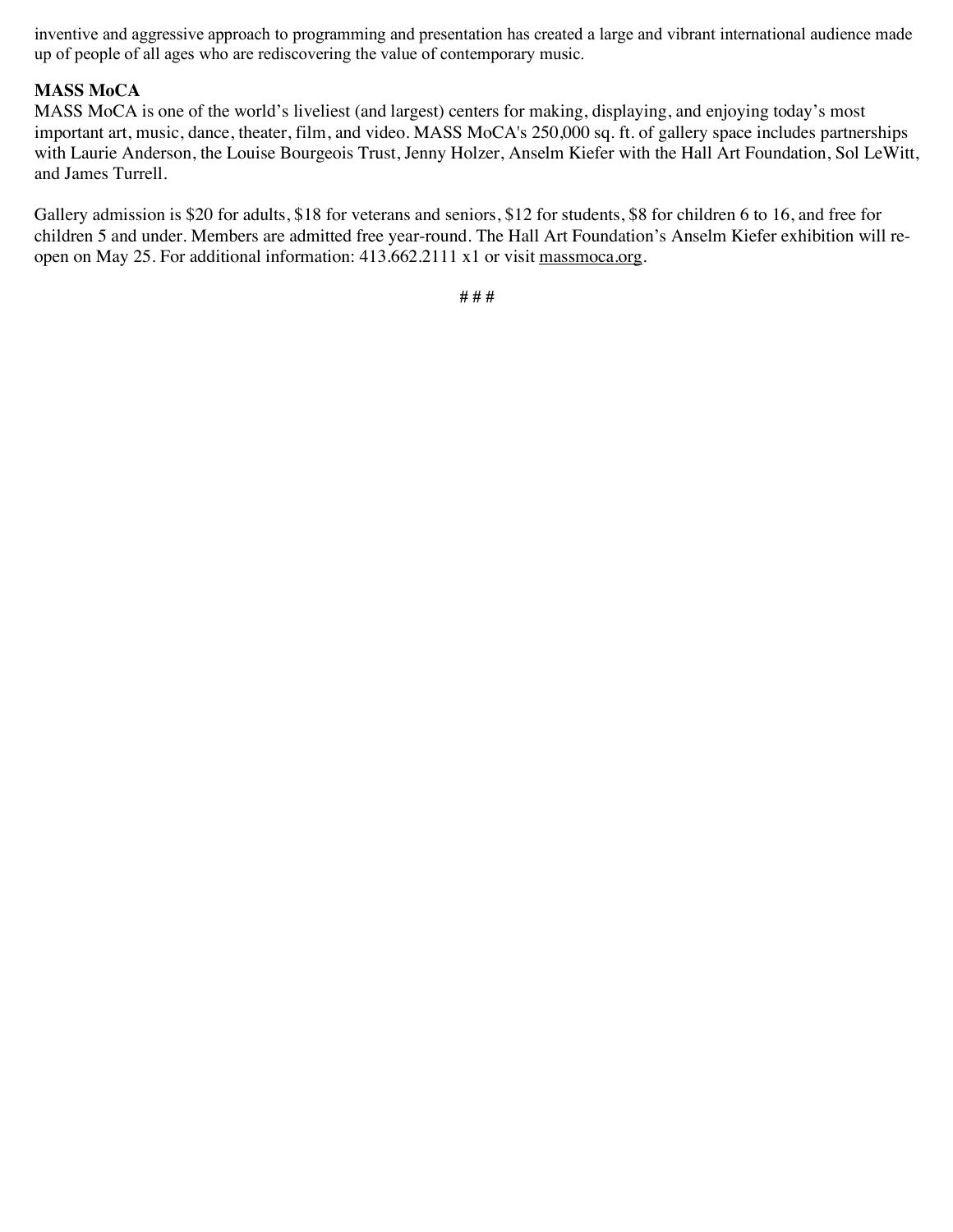inventive and aggressive approach to programming and presentation has created a large and vibrant international audience made up of people of all ages who are rediscovering the value of contemporary music.

**MASS MoCA**
MASS MoCA is one of the world's liveliest (and largest) centers for making, displaying, and enjoying today's most important art, music, dance, theater, film, and video. MASS MoCA's 250,000 sq. ft. of gallery space includes partnerships with Laurie Anderson, the Louise Bourgeois Trust, Jenny Holzer, Anselm Kiefer with the Hall Art Foundation, Sol LeWitt, and James Turrell.

Gallery admission is $20 for adults, $18 for veterans and seniors, $12 for students, $8 for children 6 to 16, and free for children 5 and under. Members are admitted free year-round. The Hall Art Foundation's Anselm Kiefer exhibition will re-open on May 25. For additional information: 413.662.2111 x1 or visit massmoca.org.

# # #